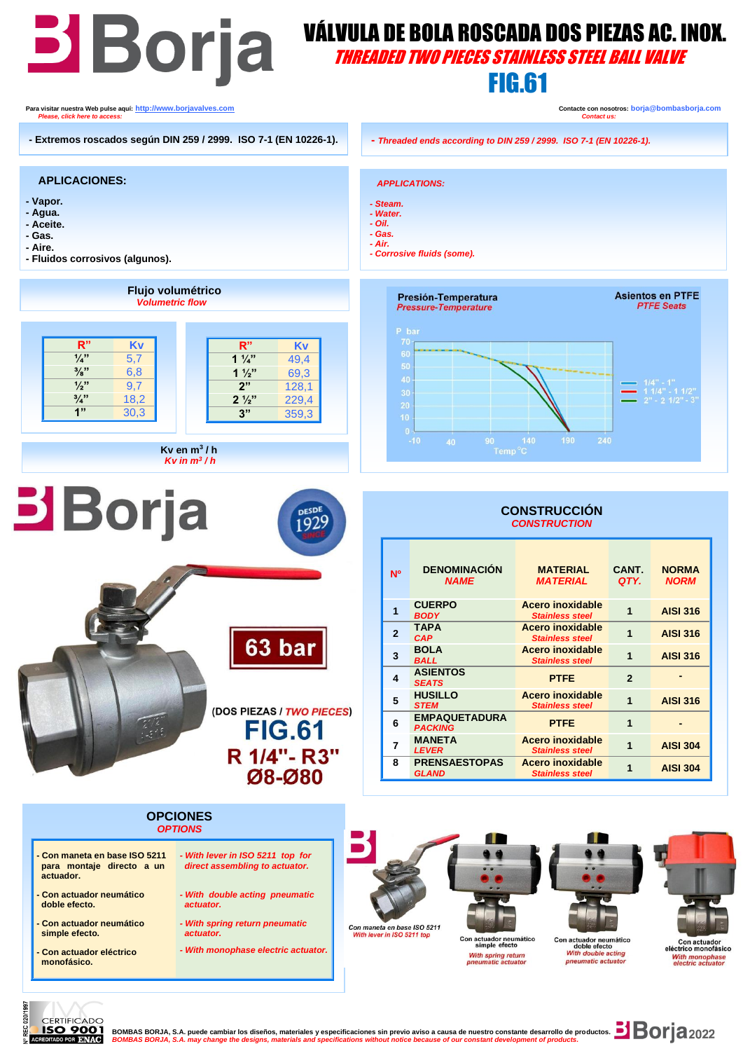# Borja

# VÁLVULA DE BOLA ROSCADA DOS PIEZAS AC. INOX.

## *THREADED TWO PIECES STAINLESS STEEL BALL VALVE*

## FIG.61

Para visitar nuestra Web pulse aquí: http://www.borjavalves.com
*Please, click here to access:*

Contacte con nosotros: borja@bombasborja.com
*Contact us:*

- Extremos roscados según DIN 259 / 2999. ISO 7-1 (EN 10226-1).

- *Threaded ends according to DIN 259 / 2999. ISO 7-1 (EN 10226-1).*

### APLICACIONES:

- Vapor.
- Agua.
- Aceite.
- Gas.
- Aire.
- Fluidos corrosivos (algunos).

### *APPLICATIONS:*

- *Steam.*
- *Water.*
- *Oil.*
- *Gas.*
- *Air.*
- *Corrosive fluids (some).*

### Flujo volumétrico
*Volumetric flow*

| R" | Kv |
|---|---|
| ¼" | 5,7 |
| ⅜" | 6,8 |
| ½" | 9,7 |
| ¾" | 18,2 |
| 1" | 30,3 |

| R" | Kv |
|---|---|
| 1 ¼" | 49,4 |
| 1 ½" | 69,3 |
| 2" | 128,1 |
| 2 ½" | 229,4 |
| 3" | 359,3 |

Kv en m³ / h
*Kv in m³ / h*

### Presión-Temperatura
*Pressure-Temperature*

Asientos en PTFE
*PTFE Seats*

(P bar vs Temp °C; curves: 1/4" - 1"; 1 1/4" - 1 1/2"; 2" - 2 1/2" - 3")

Borja — DESDE 1929 SINCE

63 bar

(DOS PIEZAS / *TWO PIECES*)

**FIG.61**

**R 1/4"- R3"**

**Ø8-Ø80**

### CONSTRUCCIÓN
*CONSTRUCTION*

| Nº | DENOMINACIÓN *NAME* | MATERIAL *MATERIAL* | CANT. *QTY.* | NORMA *NORM* |
|---|---|---|---|---|
| 1 | CUERPO *BODY* | Acero inoxidable *Stainless steel* | 1 | AISI 316 |
| 2 | TAPA *CAP* | Acero inoxidable *Stainless steel* | 1 | AISI 316 |
| 3 | BOLA *BALL* | Acero inoxidable *Stainless steel* | 1 | AISI 316 |
| 4 | ASIENTOS *SEATS* | PTFE | 2 | - |
| 5 | HUSILLO *STEM* | Acero inoxidable *Stainless steel* | 1 | AISI 316 |
| 6 | EMPAQUETADURA *PACKING* | PTFE | 1 | - |
| 7 | MANETA *LEVER* | Acero inoxidable *Stainless steel* | 1 | AISI 304 |
| 8 | PRENSAESTOPAS *GLAND* | Acero inoxidable *Stainless steel* | 1 | AISI 304 |

### OPCIONES
*OPTIONS*

| | |
|---|---|
| - Con maneta en base ISO 5211 para montaje directo a un actuador. | - *With lever in ISO 5211 top for direct assembling to actuator.* |
| - Con actuador neumático doble efecto. | - *With double acting pneumatic actuator.* |
| - Con actuador neumático simple efecto. | - *With spring return pneumatic actuator.* |
| - Con actuador eléctrico monofásico. | - *With monophase electric actuator.* |

Con maneta en base ISO 5211 / *With lever in ISO 5211 top*

Con actuador neumático simple efecto / *With spring return pneumatic actuator*

Con actuador neumático doble efecto / *With double acting pneumatic actuator*

Con actuador eléctrico monofásico / *With monophase electric actuator*

CERTIFICADO ISO 9001 — Nº REC 020/1997 — ACREDITADO POR ENAC

BOMBAS BORJA, S.A. puede cambiar los diseños, materiales y especificaciones sin previo aviso a causa de nuestro constante desarrollo de productos.
*BOMBAS BORJA, S.A. may change the designs, materials and specifications without notice because of our constant development of products.*

Borja 2022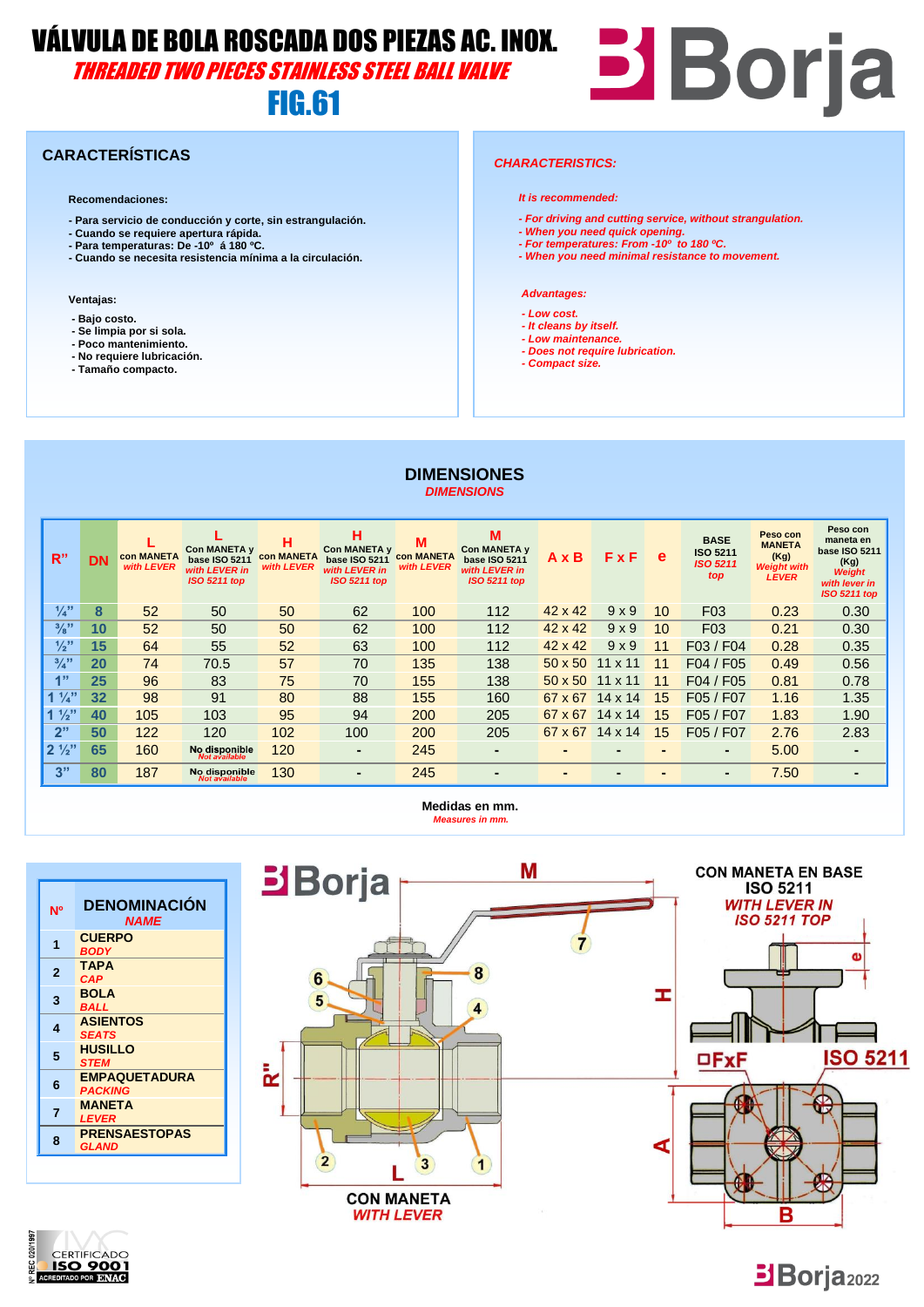# VÁLVULA DE BOLA ROSCADA DOS PIEZAS AC. INOX.

*THREADED TWO PIECES STAINLESS STEEL BALL VALVE*

## FIG.61

### CARACTERÍSTICAS

**Recomendaciones:**

- Para servicio de conducción y corte, sin estrangulación.
- Cuando se requiere apertura rápida.
- Para temperaturas: De -10º á 180 ºC.
- Cuando se necesita resistencia mínima a la circulación.

**Ventajas:**

- Bajo costo.
- Se limpia por si sola.
- Poco mantenimiento.
- No requiere lubricación.
- Tamaño compacto.

### *CHARACTERISTICS:*

*It is recommended:*

- *For driving and cutting service, without strangulation.*
- *When you need quick opening.*
- *For temperatures: From -10º to 180 ºC.*
- *When you need minimal resistance to movement.*

*Advantages:*

- *Low cost.*
- *It cleans by itself.*
- *Low maintenance.*
- *Does not require lubrication.*
- *Compact size.*

### DIMENSIONES
*DIMENSIONS*

| R" | DN | L con MANETA *with LEVER* | L Con MANETA y base ISO 5211 *with LEVER in ISO 5211 top* | H con MANETA *with LEVER* | H Con MANETA y base ISO 5211 *with LEVER in ISO 5211 top* | M con MANETA *with LEVER* | M Con MANETA y base ISO 5211 *with LEVER in ISO 5211 top* | A x B | F x F | e | BASE ISO 5211 *ISO 5211 top* | Peso con MANETA (Kg) *Weight with LEVER* | Peso con maneta en base ISO 5211 (Kg) *Weight with lever in ISO 5211 top* |
|---|---|---|---|---|---|---|---|---|---|---|---|---|---|
| ¼" | 8 | 52 | 50 | 50 | 62 | 100 | 112 | 42 x 42 | 9 x 9 | 10 | F03 | 0.23 | 0.30 |
| ⅜" | 10 | 52 | 50 | 50 | 62 | 100 | 112 | 42 x 42 | 9 x 9 | 10 | F03 | 0.21 | 0.30 |
| ½" | 15 | 64 | 55 | 52 | 63 | 100 | 112 | 42 x 42 | 9 x 9 | 11 | F03 / F04 | 0.28 | 0.35 |
| ¾" | 20 | 74 | 70.5 | 57 | 70 | 135 | 138 | 50 x 50 | 11 x 11 | 11 | F04 / F05 | 0.49 | 0.56 |
| 1" | 25 | 96 | 83 | 75 | 70 | 155 | 138 | 50 x 50 | 11 x 11 | 11 | F04 / F05 | 0.81 | 0.78 |
| 1 ¼" | 32 | 98 | 91 | 80 | 88 | 155 | 160 | 67 x 67 | 14 x 14 | 15 | F05 / F07 | 1.16 | 1.35 |
| 1 ½" | 40 | 105 | 103 | 95 | 94 | 200 | 205 | 67 x 67 | 14 x 14 | 15 | F05 / F07 | 1.83 | 1.90 |
| 2" | 50 | 122 | 120 | 102 | 100 | 200 | 205 | 67 x 67 | 14 x 14 | 15 | F05 / F07 | 2.76 | 2.83 |
| 2 ½" | 65 | 160 | No disponible *Not available* | 120 | - | 245 | - | - | - | - | - | 5.00 | - |
| 3" | 80 | 187 | No disponible *Not available* | 130 | - | 245 | - | - | - | - | - | 7.50 | - |

**Medidas en mm.**
*Measures in mm.*

| Nº | DENOMINACIÓN *NAME* |
|---|---|
| 1 | **CUERPO** *BODY* |
| 2 | **TAPA** *CAP* |
| 3 | **BOLA** *BALL* |
| 4 | **ASIENTOS** *SEATS* |
| 5 | **HUSILLO** *STEM* |
| 6 | **EMPAQUETADURA** *PACKING* |
| 7 | **MANETA** *LEVER* |
| 8 | **PRENSAESTOPAS** *GLAND* |

M
H
R"
L
CON MANETA
*WITH LEVER*

CON MANETA EN BASE ISO 5211
*WITH LEVER IN ISO 5211 TOP*

e
□FxF
ISO 5211
A
B

Nº REC 020/1997 CERTIFICADO ISO 9001 ACREDITADO POR ENAC

Borja 2022